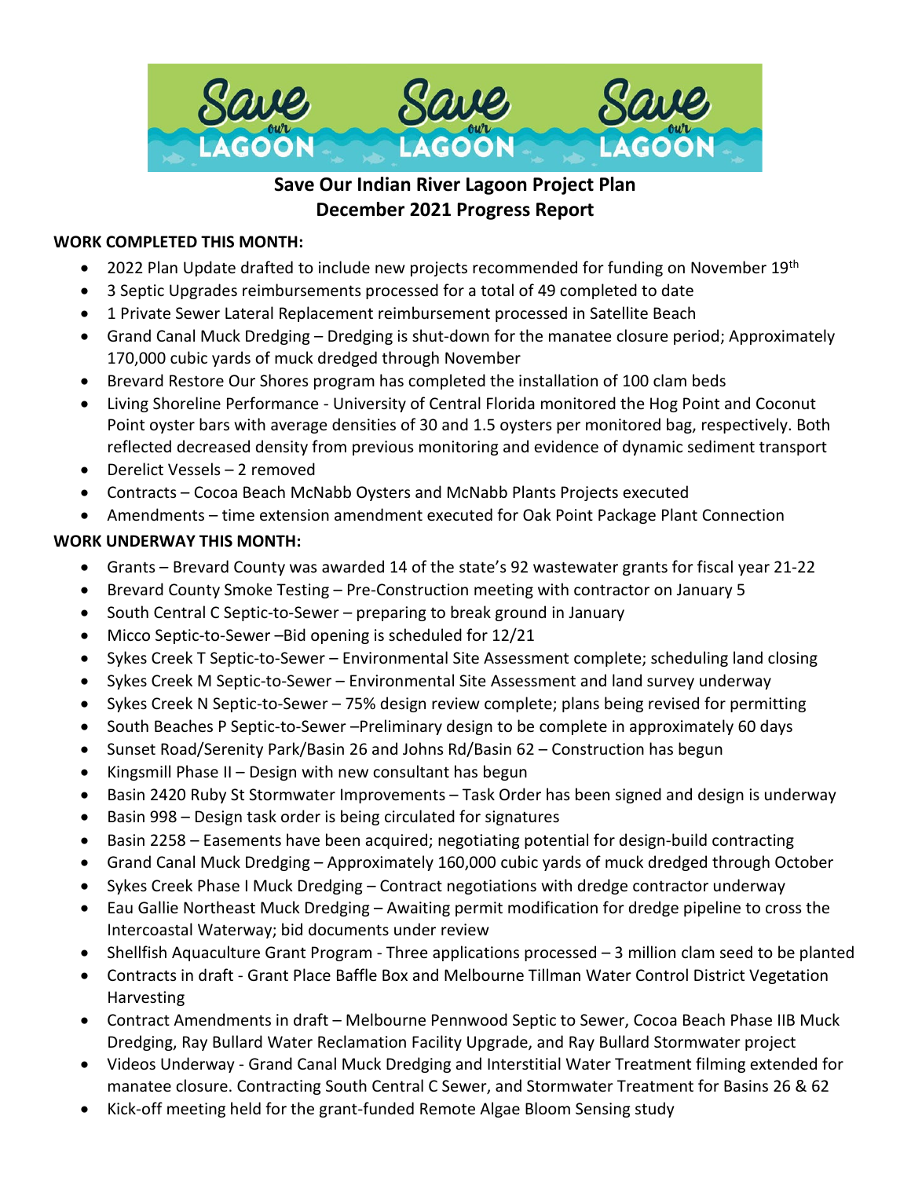# Save Our Indian River Lagoon Project Plan
## December 2021 Progress Report

**WORK COMPLETED THIS MONTH:**

- 2022 Plan Update drafted to include new projects recommended for funding on November 19th
- 3 Septic Upgrades reimbursements processed for a total of 49 completed to date
- 1 Private Sewer Lateral Replacement reimbursement processed in Satellite Beach
- Grand Canal Muck Dredging – Dredging is shut-down for the manatee closure period; Approximately 170,000 cubic yards of muck dredged through November
- Brevard Restore Our Shores program has completed the installation of 100 clam beds
- Living Shoreline Performance - University of Central Florida monitored the Hog Point and Coconut Point oyster bars with average densities of 30 and 1.5 oysters per monitored bag, respectively. Both reflected decreased density from previous monitoring and evidence of dynamic sediment transport
- Derelict Vessels – 2 removed
- Contracts – Cocoa Beach McNabb Oysters and McNabb Plants Projects executed
- Amendments – time extension amendment executed for Oak Point Package Plant Connection

**WORK UNDERWAY THIS MONTH:**

- Grants – Brevard County was awarded 14 of the state's 92 wastewater grants for fiscal year 21-22
- Brevard County Smoke Testing – Pre-Construction meeting with contractor on January 5
- South Central C Septic-to-Sewer – preparing to break ground in January
- Micco Septic-to-Sewer –Bid opening is scheduled for 12/21
- Sykes Creek T Septic-to-Sewer – Environmental Site Assessment complete; scheduling land closing
- Sykes Creek M Septic-to-Sewer – Environmental Site Assessment and land survey underway
- Sykes Creek N Septic-to-Sewer – 75% design review complete; plans being revised for permitting
- South Beaches P Septic-to-Sewer –Preliminary design to be complete in approximately 60 days
- Sunset Road/Serenity Park/Basin 26 and Johns Rd/Basin 62 – Construction has begun
- Kingsmill Phase II – Design with new consultant has begun
- Basin 2420 Ruby St Stormwater Improvements – Task Order has been signed and design is underway
- Basin 998 – Design task order is being circulated for signatures
- Basin 2258 – Easements have been acquired; negotiating potential for design-build contracting
- Grand Canal Muck Dredging – Approximately 160,000 cubic yards of muck dredged through October
- Sykes Creek Phase I Muck Dredging – Contract negotiations with dredge contractor underway
- Eau Gallie Northeast Muck Dredging – Awaiting permit modification for dredge pipeline to cross the Intercoastal Waterway; bid documents under review
- Shellfish Aquaculture Grant Program - Three applications processed – 3 million clam seed to be planted
- Contracts in draft - Grant Place Baffle Box and Melbourne Tillman Water Control District Vegetation Harvesting
- Contract Amendments in draft – Melbourne Pennwood Septic to Sewer, Cocoa Beach Phase IIB Muck Dredging, Ray Bullard Water Reclamation Facility Upgrade, and Ray Bullard Stormwater project
- Videos Underway - Grand Canal Muck Dredging and Interstitial Water Treatment filming extended for manatee closure. Contracting South Central C Sewer, and Stormwater Treatment for Basins 26 & 62
- Kick-off meeting held for the grant-funded Remote Algae Bloom Sensing study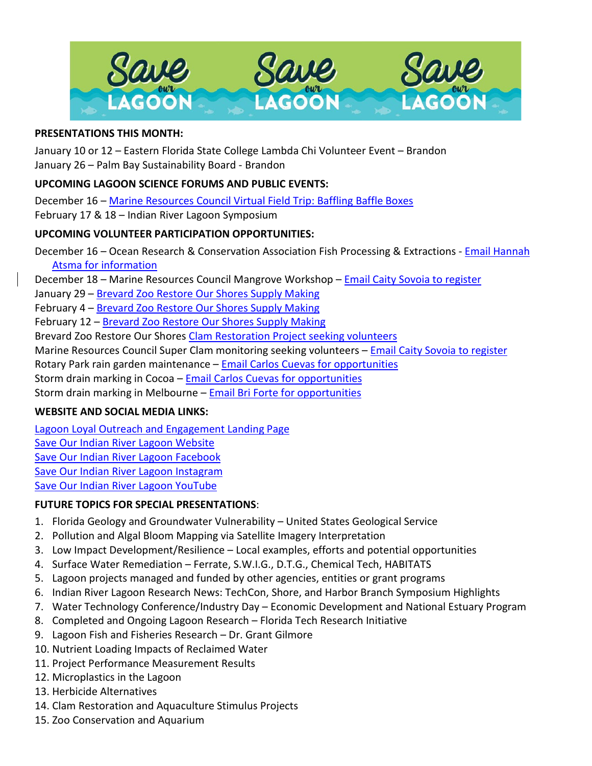**PRESENTATIONS THIS MONTH:**

January 10 or 12 – Eastern Florida State College Lambda Chi Volunteer Event – Brandon
January 26 – Palm Bay Sustainability Board - Brandon

**UPCOMING LAGOON SCIENCE FORUMS AND PUBLIC EVENTS:**

December 16 – Marine Resources Council Virtual Field Trip: Baffling Baffle Boxes
February 17 & 18 – Indian River Lagoon Symposium

**UPCOMING VOLUNTEER PARTICIPATION OPPORTUNITIES:**

December 16 – Ocean Research & Conservation Association Fish Processing & Extractions - Email Hannah Atsma for information
December 18 – Marine Resources Council Mangrove Workshop – Email Caity Sovoia to register
January 29 – Brevard Zoo Restore Our Shores Supply Making
February 4 – Brevard Zoo Restore Our Shores Supply Making
February 12 – Brevard Zoo Restore Our Shores Supply Making
Brevard Zoo Restore Our Shores Clam Restoration Project seeking volunteers
Marine Resources Council Super Clam monitoring seeking volunteers – Email Caity Sovoia to register
Rotary Park rain garden maintenance – Email Carlos Cuevas for opportunities
Storm drain marking in Cocoa – Email Carlos Cuevas for opportunities
Storm drain marking in Melbourne – Email Bri Forte for opportunities

**WEBSITE AND SOCIAL MEDIA LINKS:**

Lagoon Loyal Outreach and Engagement Landing Page
Save Our Indian River Lagoon Website
Save Our Indian River Lagoon Facebook
Save Our Indian River Lagoon Instagram
Save Our Indian River Lagoon YouTube

**FUTURE TOPICS FOR SPECIAL PRESENTATIONS**:

1. Florida Geology and Groundwater Vulnerability – United States Geological Service
2. Pollution and Algal Bloom Mapping via Satellite Imagery Interpretation
3. Low Impact Development/Resilience – Local examples, efforts and potential opportunities
4. Surface Water Remediation – Ferrate, S.W.I.G., D.T.G., Chemical Tech, HABITATS
5. Lagoon projects managed and funded by other agencies, entities or grant programs
6. Indian River Lagoon Research News: TechCon, Shore, and Harbor Branch Symposium Highlights
7. Water Technology Conference/Industry Day – Economic Development and National Estuary Program
8. Completed and Ongoing Lagoon Research – Florida Tech Research Initiative
9. Lagoon Fish and Fisheries Research – Dr. Grant Gilmore
10. Nutrient Loading Impacts of Reclaimed Water
11. Project Performance Measurement Results
12. Microplastics in the Lagoon
13. Herbicide Alternatives
14. Clam Restoration and Aquaculture Stimulus Projects
15. Zoo Conservation and Aquarium